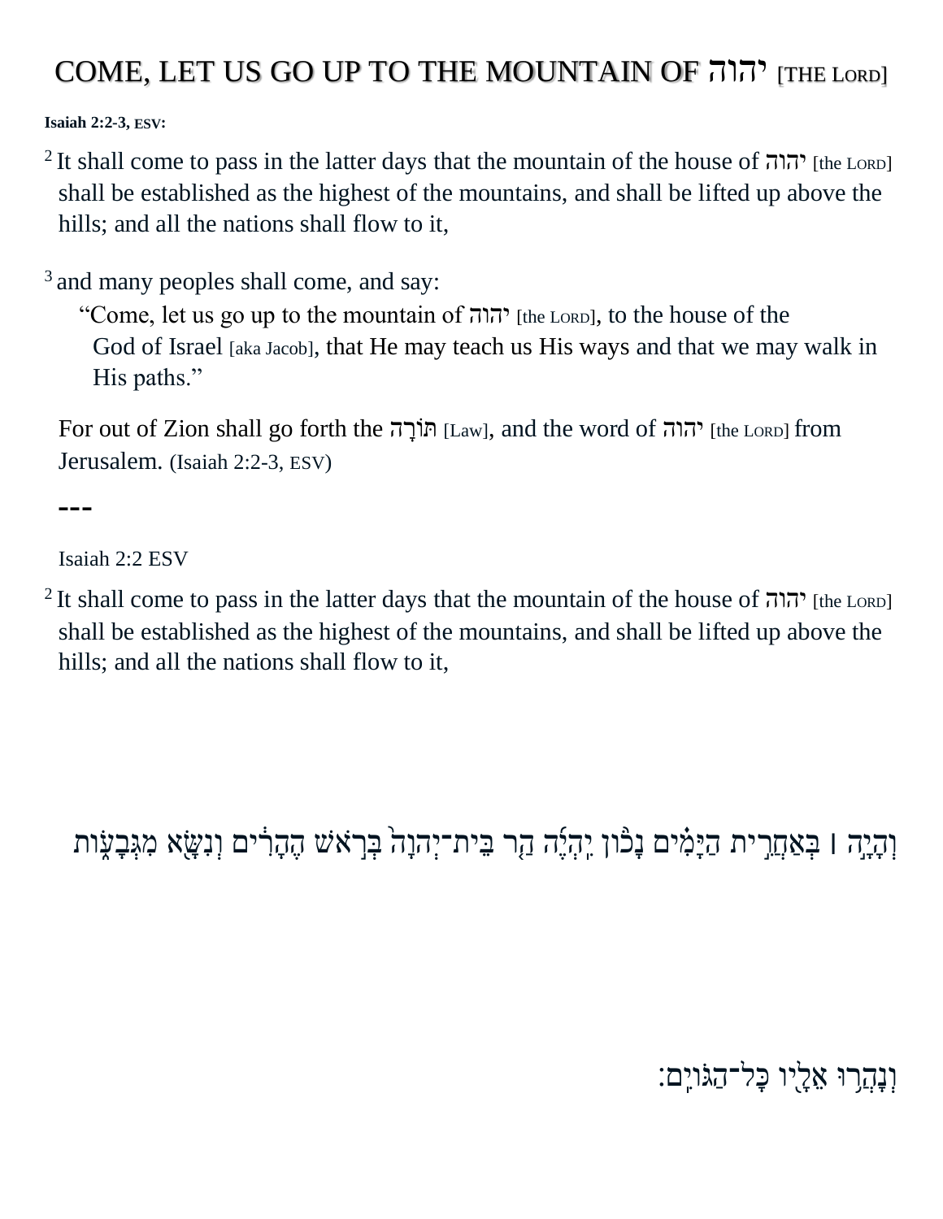# COME, LET US GO UP TO THE MOUNTAIN OF יהוה [THE LORD]

**Isaiah 2:2-3, ESV:**

[2] It shall come to pass in the latter days that the mountain of the house of יהוה [the LORD] shall be established as the highest of the mountains, and shall be lifted up above the hills; and all the nations shall flow to it,

[3] and many peoples shall come, and say:

"Come, let us go up to the mountain of יהוה [the LORD], to the house of the God of Israel [aka Jacob], that He may teach us His ways and that we may walk in His paths."

For out of Zion shall go forth the תּוֹרָה [Law], and the word of יהוה [the LORD] from Jerusalem. (Isaiah 2:2-3, ESV)

---

Isaiah 2:2 ESV

[2] It shall come to pass in the latter days that the mountain of the house of יהוה [the LORD] shall be established as the highest of the mountains, and shall be lifted up above the hills; and all the nations shall flow to it,

וְהָיָ֣ה ׀ בְּאַחֲרִ֣ית הַיָּמִ֗ים נָכ֨וֹן יִֽהְיֶ֜ה הַ֤ר בֵּית־יְהוָה֙ בְּרֹ֣אשׁ הֶהָרִ֔ים וְנִשָּׂ֖א מִגְּבָע֑וֹת

וְנָהֲר֥וּ אֵלָ֖יו כָּל־הַגּוֹיִֽם׃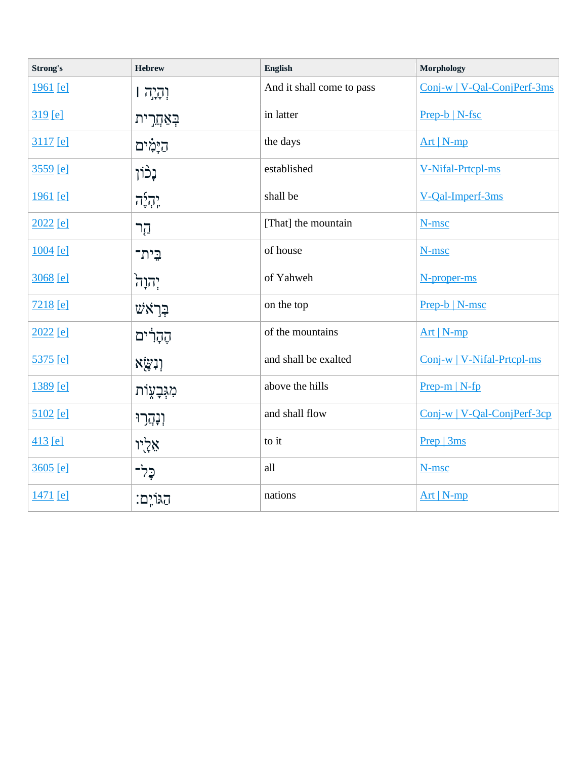| Strong's | Hebrew | English | Morphology |
|---|---|---|---|
| 1961 [e] | וְהָיָ֣ה ׀ | And it shall come to pass | Conj-w \| V-Qal-ConjPerf-3ms |
| 319 [e] | בְּאַחֲרִ֣ית | in latter | Prep-b \| N-fsc |
| 3117 [e] | הַיָּמִ֗ים | the days | Art \| N-mp |
| 3559 [e] | נָכ֨וֹן | established | V-Nifal-Prtcpl-ms |
| 1961 [e] | יִֽהְיֶ֜ה | shall be | V-Qal-Imperf-3ms |
| 2022 [e] | הַ֤ר | [That] the mountain | N-msc |
| 1004 [e] | בֵּית־ | of house | N-msc |
| 3068 [e] | יְהוָה֙ | of Yahweh | N-proper-ms |
| 7218 [e] | בְּרֹ֣אשׁ | on the top | Prep-b \| N-msc |
| 2022 [e] | הֶהָרִ֔ים | of the mountains | Art \| N-mp |
| 5375 [e] | וְנִשָּׂ֖א | and shall be exalted | Conj-w \| V-Nifal-Prtcpl-ms |
| 1389 [e] | מִגְּבָע֑וֹת | above the hills | Prep-m \| N-fp |
| 5102 [e] | וְנָהֲר֥וּ | and shall flow | Conj-w \| V-Qal-ConjPerf-3cp |
| 413 [e] | אֵלָ֖יו | to it | Prep \| 3ms |
| 3605 [e] | כָּל־ | all | N-msc |
| 1471 [e] | הַגּוֹיִֽם׃ | nations | Art \| N-mp |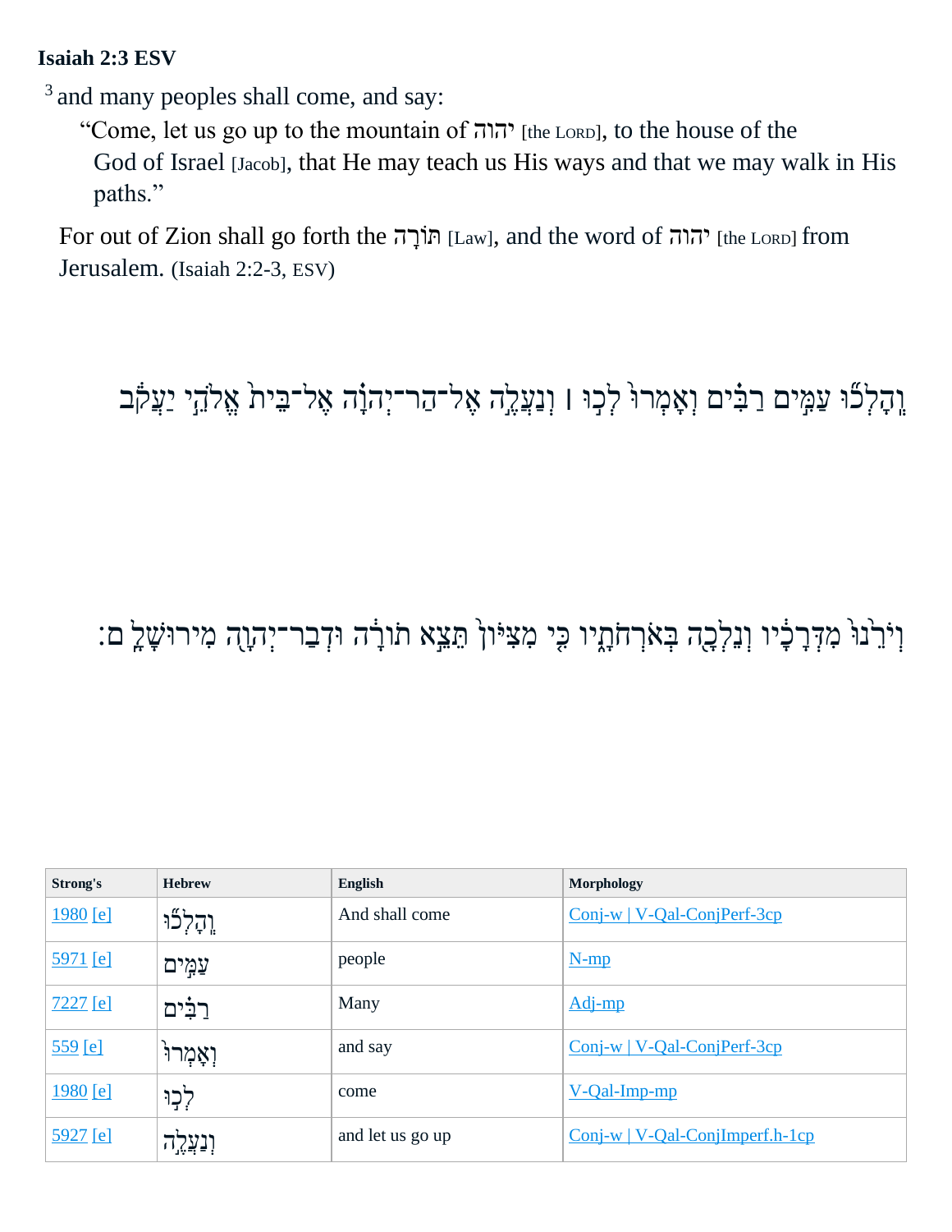**Isaiah 2:3 ESV**

[3] and many peoples shall come, and say:

“Come, let us go up to the mountain of יהוה [the LORD], to the house of the God of Israel [Jacob], that He may teach us His ways and that we may walk in His paths.”

For out of Zion shall go forth the תּוֹרָה [Law], and the word of יהוה [the LORD] from Jerusalem. (Isaiah 2:2-3, ESV)

וְֽהָלְכ֞וּ עַמִּ֣ים רַבִּ֗ים וְאָמְרוּ֙ לְכ֣וּ ׀ וְנַעֲלֶ֣ה אֶל־הַר־יְהוָ֗ה אֶל־בֵּית֙ אֱלֹהֵ֣י יַעֲקֹ֔ב

וְיֹרֵ֙נוּ֙ מִדְּרָכָ֔יו וְנֵלְכָ֖ה בְּאֹֽרְחֹתָ֑יו כִּ֤י מִצִּיּוֹן֙ תֵּצֵ֣א תוֹרָ֔ה וּדְבַר־יְהוָ֖ה מִירוּשָׁלִָֽם׃

| Strong's | Hebrew | English | Morphology |
|---|---|---|---|
| 1980 [e] | וְֽהָלְכ֞וּ | And shall come | Conj-w \| V-Qal-ConjPerf-3cp |
| 5971 [e] | עַמִּ֣ים | people | N-mp |
| 7227 [e] | רַבִּ֗ים | Many | Adj-mp |
| 559 [e] | וְאָמְרוּ֙ | and say | Conj-w \| V-Qal-ConjPerf-3cp |
| 1980 [e] | לְכ֣וּ | come | V-Qal-Imp-mp |
| 5927 [e] | וְנַעֲלֶ֣ה | and let us go up | Conj-w \| V-Qal-ConjImperf.h-1cp |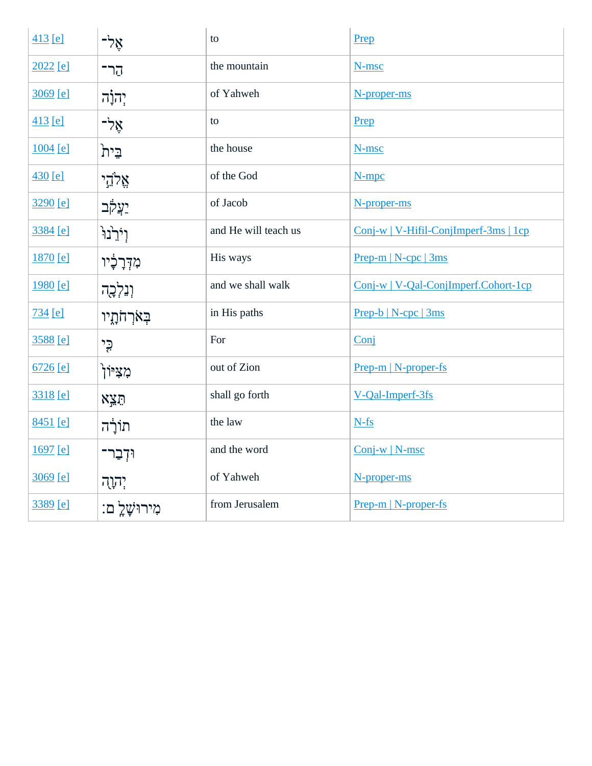| | | | |
|---|---|---|---|
| 413 [e] | אֶל־ | to | Prep |
| 2022 [e] | הַר־ | the mountain | N-msc |
| 3069 [e] | יְהוָ֗ה | of Yahweh | N-proper-ms |
| 413 [e] | אֶל־ | to | Prep |
| 1004 [e] | בֵּית֙ | the house | N-msc |
| 430 [e] | אֱלֹהֵ֣י | of the God | N-mpc |
| 3290 [e] | יַעֲקֹ֔ב | of Jacob | N-proper-ms |
| 3384 [e] | וְיֹרֵ֙נוּ֙ | and He will teach us | Conj-w \| V-Hifil-ConjImperf-3ms \| 1cp |
| 1870 [e] | מִדְּרָכָ֔יו | His ways | Prep-m \| N-cpc \| 3ms |
| 1980 [e] | וְנֵלְכָ֖ה | and we shall walk | Conj-w \| V-Qal-ConjImperf.Cohort-1cp |
| 734 [e] | בְּאֹרְחֹתָ֑יו | in His paths | Prep-b \| N-cpc \| 3ms |
| 3588 [e] | כִּ֤י | For | Conj |
| 6726 [e] | מִצִּיּוֹן֙ | out of Zion | Prep-m \| N-proper-fs |
| 3318 [e] | תֵּצֵ֣א | shall go forth | V-Qal-Imperf-3fs |
| 8451 [e] | תוֹרָ֔ה | the law | N-fs |
| 1697 [e]<br>3069 [e] | וּדְבַר־<br>יְהוָ֖ה | and the word<br>of Yahweh | Conj-w \| N-msc<br>N-proper-ms |
| 3389 [e] | מִירוּשָׁלִָֽם׃ | from Jerusalem | Prep-m \| N-proper-fs |